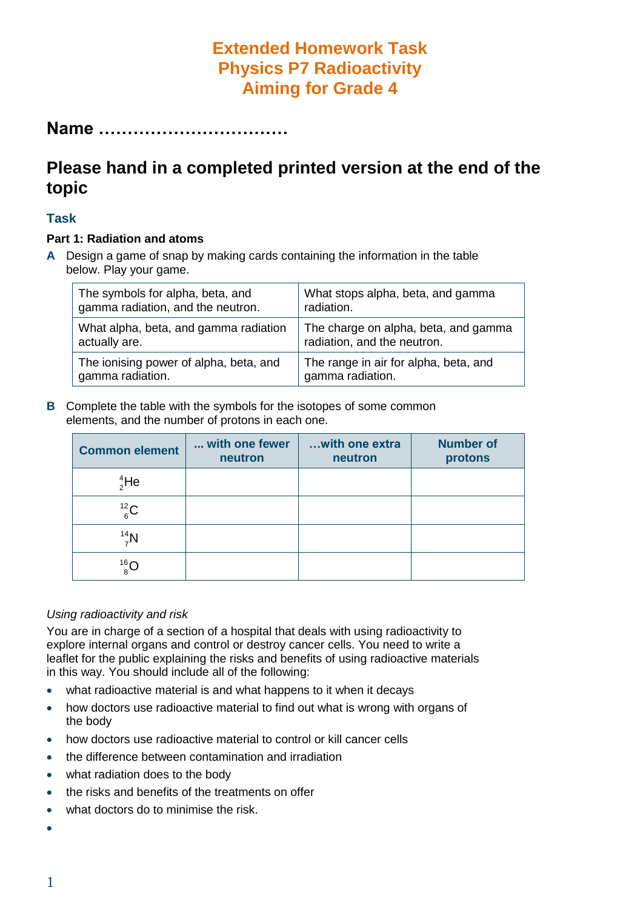# Extended Homework Task
# Physics P7 Radioactivity
# Aiming for Grade 4

## Name ……………………………

## Please hand in a completed printed version at the end of the topic

### Task

**Part 1: Radiation and atoms**

**A** Design a game of snap by making cards containing the information in the table below. Play your game.

| | |
|---|---|
| The symbols for alpha, beta, and gamma radiation, and the neutron. | What stops alpha, beta, and gamma radiation. |
| What alpha, beta, and gamma radiation actually are. | The charge on alpha, beta, and gamma radiation, and the neutron. |
| The ionising power of alpha, beta, and gamma radiation. | The range in air for alpha, beta, and gamma radiation. |

**B** Complete the table with the symbols for the isotopes of some common elements, and the number of protons in each one.

| Common element | ... with one fewer neutron | …with one extra neutron | Number of protons |
|---|---|---|---|
| $^{4}_{2}He$ | | | |
| $^{12}_{6}C$ | | | |
| $^{14}_{7}N$ | | | |
| $^{16}_{8}O$ | | | |

*Using radioactivity and risk*

You are in charge of a section of a hospital that deals with using radioactivity to explore internal organs and control or destroy cancer cells. You need to write a leaflet for the public explaining the risks and benefits of using radioactive materials in this way. You should include all of the following:

- what radioactive material is and what happens to it when it decays
- how doctors use radioactive material to find out what is wrong with organs of the body
- how doctors use radioactive material to control or kill cancer cells
- the difference between contamination and irradiation
- what radiation does to the body
- the risks and benefits of the treatments on offer
- what doctors do to minimise the risk.
-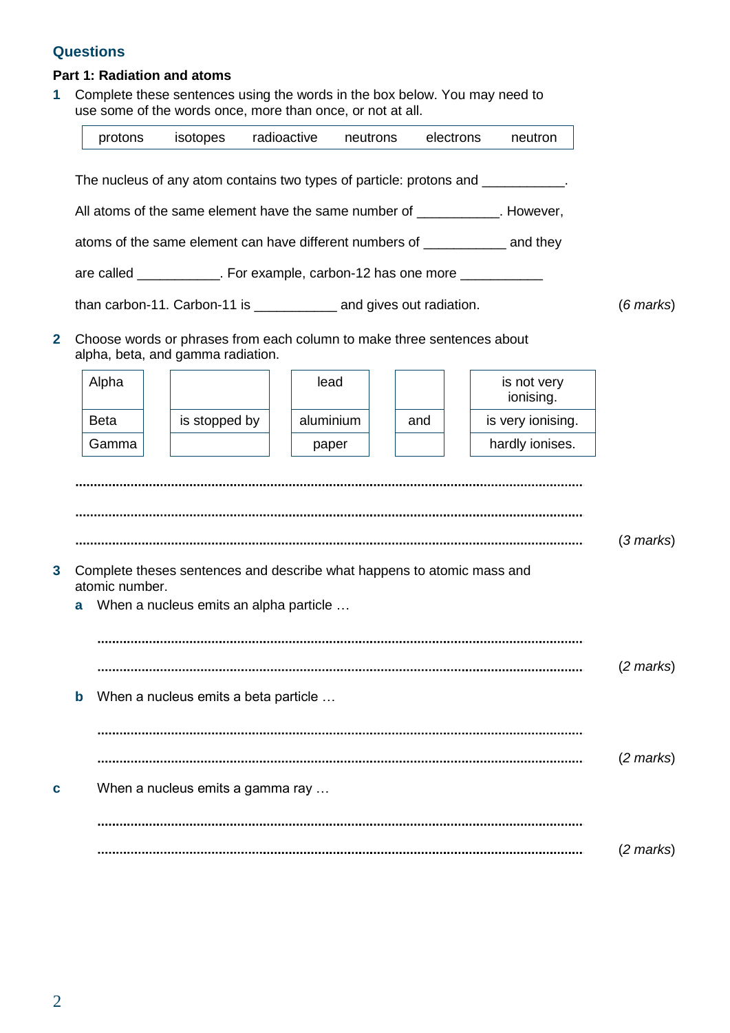## Questions

### Part 1: Radiation and atoms

**1** Complete these sentences using the words in the box below. You may need to use some of the words once, more than once, or not at all.

| protons | isotopes | radioactive | neutrons | electrons | neutron |
|---|---|---|---|---|---|

The nucleus of any atom contains two types of particle: protons and ___________.

All atoms of the same element have the same number of ___________. However,

atoms of the same element can have different numbers of ___________ and they

are called ___________. For example, carbon-12 has one more ___________

than carbon-11. Carbon-11 is ___________ and gives out radiation. (*6 marks*)

**2** Choose words or phrases from each column to make three sentences about alpha, beta, and gamma radiation.

| | | | | |
|---|---|---|---|---|
| Alpha | | lead | | is not very ionising. |
| Beta | is stopped by | aluminium | and | is very ionising. |
| Gamma | | paper | | hardly ionises. |

.....................................................................................................................................

.....................................................................................................................................

..................................................................................................................................... (*3 marks*)

**3** Complete theses sentences and describe what happens to atomic mass and atomic number.

**a** When a nucleus emits an alpha particle …

.....................................................................................................................................

..................................................................................................................................... (*2 marks*)

**b** When a nucleus emits a beta particle …

.....................................................................................................................................

..................................................................................................................................... (*2 marks*)

**c** When a nucleus emits a gamma ray …

.....................................................................................................................................

..................................................................................................................................... (*2 marks*)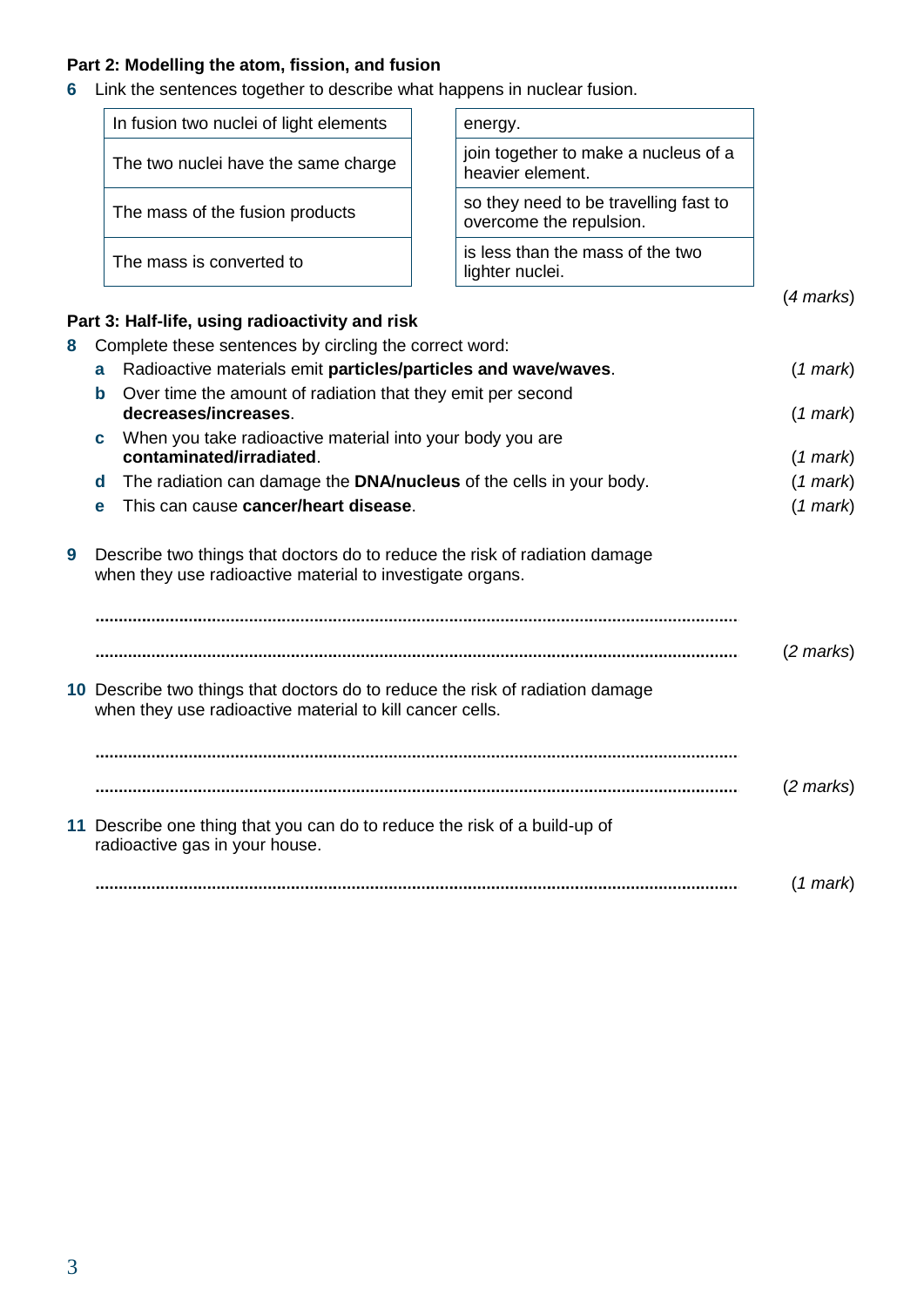**Part 2: Modelling the atom, fission, and fusion**

**6** Link the sentences together to describe what happens in nuclear fusion.

| | |
|---|---|
| In fusion two nuclei of light elements | energy. |
| The two nuclei have the same charge | join together to make a nucleus of a heavier element. |
| The mass of the fusion products | so they need to be travelling fast to overcome the repulsion. |
| The mass is converted to | is less than the mass of the two lighter nuclei. |

(*4 marks*)

**Part 3: Half-life, using radioactivity and risk**

**8** Complete these sentences by circling the correct word:

**a** Radioactive materials emit **particles/particles and wave/waves**. (*1 mark*)

**b** Over time the amount of radiation that they emit per second **decreases/increases**. (*1 mark*)

**c** When you take radioactive material into your body you are **contaminated/irradiated**. (*1 mark*)

**d** The radiation can damage the **DNA/nucleus** of the cells in your body. (*1 mark*)

**e** This can cause **cancer/heart disease**. (*1 mark*)

**9** Describe two things that doctors do to reduce the risk of radiation damage when they use radioactive material to investigate organs.

..........................................................................................................................................

.......................................................................................................................................... (*2 marks*)

**10** Describe two things that doctors do to reduce the risk of radiation damage when they use radioactive material to kill cancer cells.

..........................................................................................................................................

.......................................................................................................................................... (*2 marks*)

**11** Describe one thing that you can do to reduce the risk of a build-up of radioactive gas in your house.

.......................................................................................................................................... (*1 mark*)